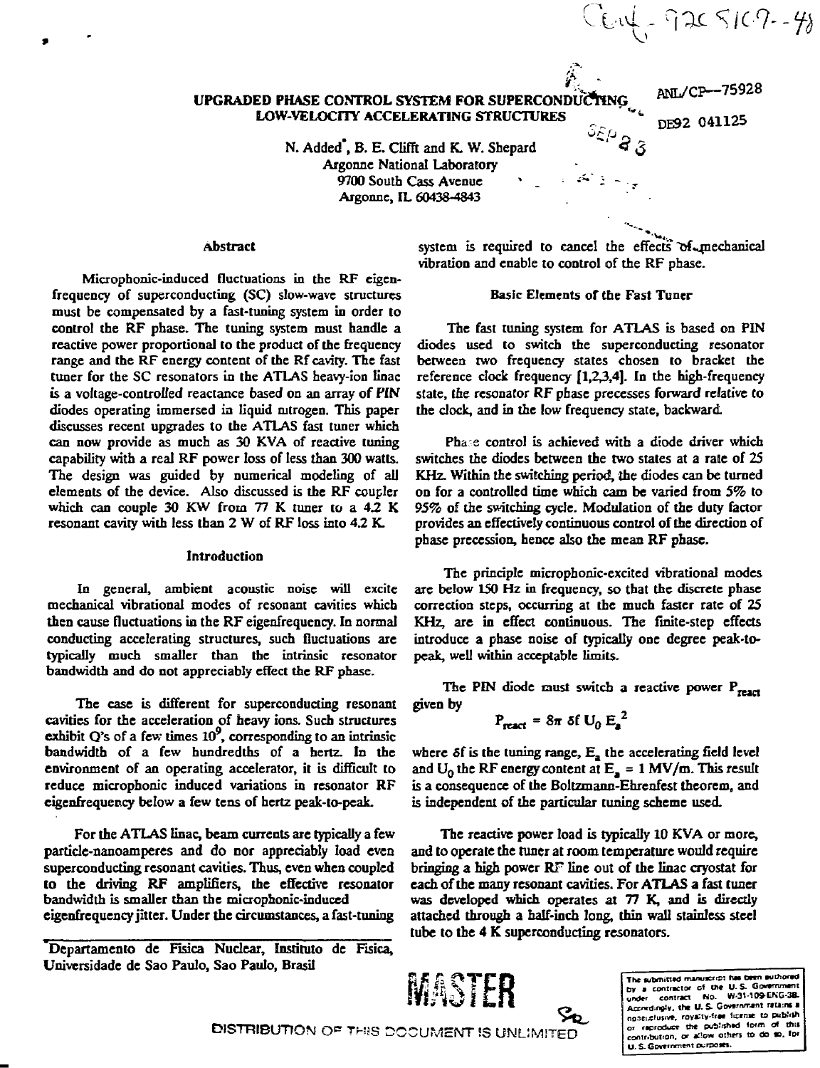Conf-9205107--48

ANL/CP--75928

DE92 041125

# UPGRADED PHASE CONTROL SYSTEM FOR SUPERCONDUCTING LOW-VELOCITY ACCELERATING STRUCTURES

N. Added*, B. E. Clifft and K. W. Shepard
Argonne National Laboratory
9700 South Cass Avenue
Argonne, IL 60438-4843

## Abstract

Microphonic-induced fluctuations in the RF eigenfrequency of superconducting (SC) slow-wave structures must be compensated by a fast-tuning system in order to control the RF phase. The tuning system must handle a reactive power proportional to the product of the frequency range and the RF energy content of the Rf cavity. The fast tuner for the SC resonators in the ATLAS heavy-ion linac is a voltage-controlled reactance based on an array of PIN diodes operating immersed in liquid nitrogen. This paper discusses recent upgrades to the ATLAS fast tuner which can now provide as much as 30 KVA of reactive tuning capability with a real RF power loss of less than 300 watts. The design was guided by numerical modeling of all elements of the device. Also discussed is the RF coupler which can couple 30 KW from 77 K tuner to a 4.2 K resonant cavity with less than 2 W of RF loss into 4.2 K.

## Introduction

In general, ambient acoustic noise will excite mechanical vibrational modes of resonant cavities which then cause fluctuations in the RF eigenfrequency. In normal conducting accelerating structures, such fluctuations are typically much smaller than the intrinsic resonator bandwidth and do not appreciably effect the RF phase.

The case is different for superconducting resonant cavities for the acceleration of heavy ions. Such structures exhibit Q's of a few times $10^9$, corresponding to an intrinsic bandwidth of a few hundredths of a hertz. In the environment of an operating accelerator, it is difficult to reduce microphonic induced variations in resonator RF eigenfrequency below a few tens of hertz peak-to-peak.

For the ATLAS linac, beam currents are typically a few particle-nanoamperes and do nor appreciably load even superconducting resonant cavities. Thus, even when coupled to the driving RF amplifiers, the effective resonator bandwidth is smaller than the microphonic-induced eigenfrequency jitter. Under the circumstances, a fast-tuning system is required to cancel the effects of mechanical vibration and enable to control of the RF phase.

## Basic Elements of the Fast Tuner

The fast tuning system for ATLAS is based on PIN diodes used to switch the superconducting resonator between two frequency states chosen to bracket the reference clock frequency [1,2,3,4]. In the high-frequency state, the resonator RF phase precesses forward relative to the clock, and in the low frequency state, backward.

Phase control is achieved with a diode driver which switches the diodes between the two states at a rate of 25 KHz. Within the switching period, the diodes can be turned on for a controlled time which cam be varied from 5% to 95% of the switching cycle. Modulation of the duty factor provides an effectively continuous control of the direction of phase precession, hence also the mean RF phase.

The principle microphonic-excited vibrational modes are below 150 Hz in frequency, so that the discrete phase correction steps, occurring at the much faster rate of 25 KHz, are in effect continuous. The finite-step effects introduce a phase noise of typically one degree peak-to-peak, well within acceptable limits.

The PIN diode must switch a reactive power $P_{react}$ given by

$$P_{react} = 8\pi\ \delta f\ U_0\ E_a^2$$

where $\delta f$ is the tuning range, $E_a$ the accelerating field level and $U_0$ the RF energy content at $E_a$ = 1 MV/m. This result is a consequence of the Boltzmann-Ehrenfest theorem, and is independent of the particular tuning scheme used.

The reactive power load is typically 10 KVA or more, and to operate the tuner at room temperature would require bringing a high power RF line out of the linac cryostat for each of the many resonant cavities. For ATLAS a fast tuner was developed which operates at 77 K, and is directly attached through a half-inch long, thin wall stainless steel tube to the 4 K superconducting resonators.

*Departamento de Fisica Nuclear, Instituto de Fisica, Universidade de Sao Paulo, Sao Paulo, Brasil

MASTER

DISTRIBUTION OF THIS DOCUMENT IS UNLIMITED

The submitted manuscript has been authored by a contractor of the U. S. Government under contract No. W-31-109-ENG-38. Accordingly, the U. S. Government retains a nonexclusive, royalty-free license to publish or reproduce the published form of this contribution, or allow others to do so, for U. S. Government purposes.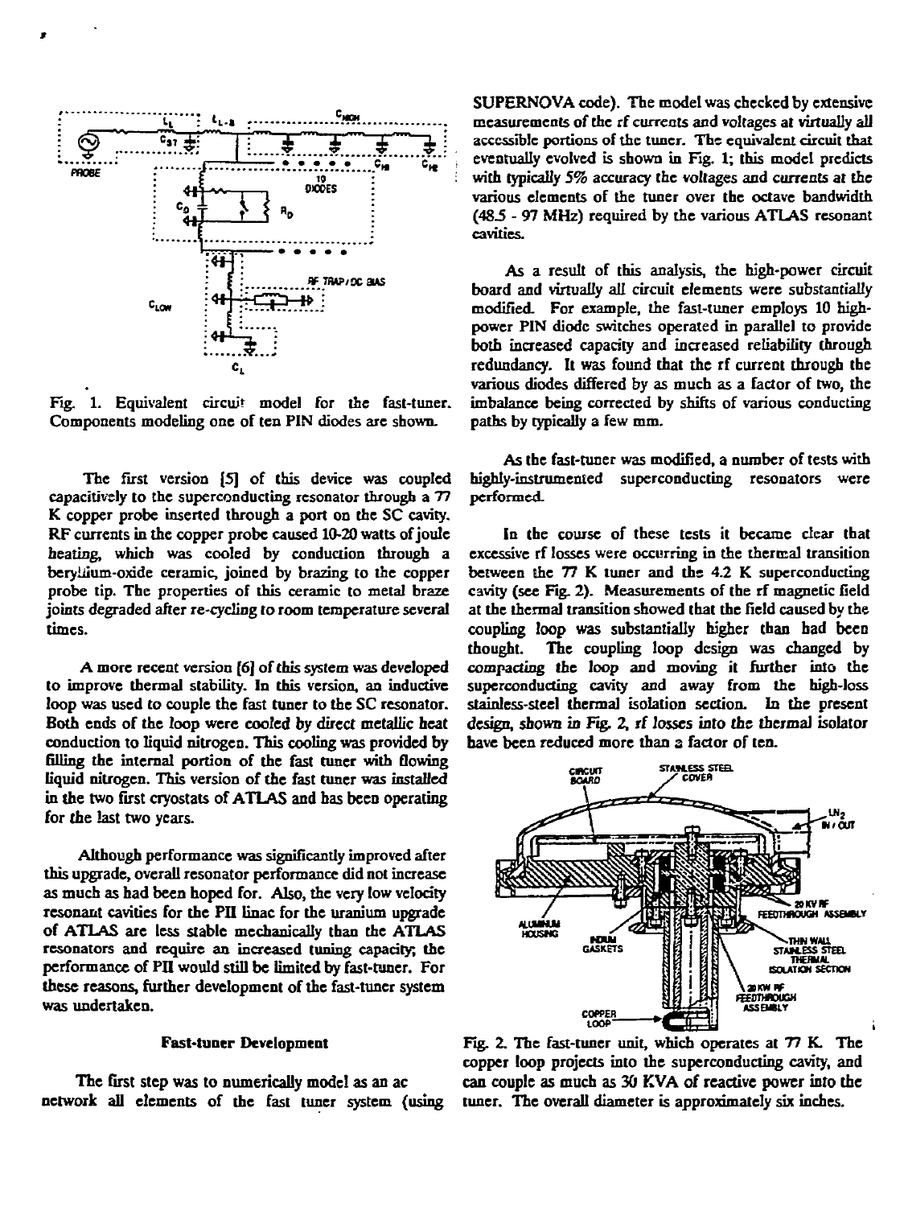Fig. 1. Equivalent circuit model for the fast-tuner. Components modeling one of ten PIN diodes are shown.

The first version [5] of this device was coupled capacitively to the superconducting resonator through a 77 K copper probe inserted through a port on the SC cavity. RF currents in the copper probe caused 10-20 watts of joule heating, which was cooled by conduction through a beryllium-oxide ceramic, joined by brazing to the copper probe tip. The properties of this ceramic to metal braze joints degraded after re-cycling to room temperature several times.

A more recent version [6] of this system was developed to improve thermal stability. In this version, an inductive loop was used to couple the fast tuner to the SC resonator. Both ends of the loop were cooled by direct metallic heat conduction to liquid nitrogen. This cooling was provided by filling the internal portion of the fast tuner with flowing liquid nitrogen. This version of the fast tuner was installed in the two first cryostats of ATLAS and has been operating for the last two years.

Although performance was significantly improved after this upgrade, overall resonator performance did not increase as much as had been hoped for. Also, the very low velocity resonant cavities for the PII linac for the uranium upgrade of ATLAS are less stable mechanically than the ATLAS resonators and require an increased tuning capacity; the performance of PII would still be limited by fast-tuner. For these reasons, further development of the fast-tuner system was undertaken.

## Fast-tuner Development

The first step was to numerically model as an ac network all elements of the fast tuner system (using SUPERNOVA code). The model was checked by extensive measurements of the rf currents and voltages at virtually all accessible portions of the tuner. The equivalent circuit that eventually evolved is shown in Fig. 1; this model predicts with typically 5% accuracy the voltages and currents at the various elements of the tuner over the octave bandwidth (48.5 - 97 MHz) required by the various ATLAS resonant cavities.

As a result of this analysis, the high-power circuit board and virtually all circuit elements were substantially modified. For example, the fast-tuner employs 10 high-power PIN diode switches operated in parallel to provide both increased capacity and increased reliability through redundancy. It was found that the rf current through the various diodes differed by as much as a factor of two, the imbalance being corrected by shifts of various conducting paths by typically a few mm.

As the fast-tuner was modified, a number of tests with highly-instrumented superconducting resonators were performed.

In the course of these tests it became clear that excessive rf losses were occurring in the thermal transition between the 77 K tuner and the 4.2 K superconducting cavity (see Fig. 2). Measurements of the rf magnetic field at the thermal transition showed that the field caused by the coupling loop was substantially higher than had been thought. The coupling loop design was changed by compacting the loop and moving it further into the superconducting cavity and away from the high-loss stainless-steel thermal isolation section. In the present design, shown in Fig. 2, rf losses into the thermal isolator have been reduced more than a factor of ten.

Fig. 2. The fast-tuner unit, which operates at 77 K. The copper loop projects into the superconducting cavity, and can couple as much as 30 KVA of reactive power into the tuner. The overall diameter is approximately six inches.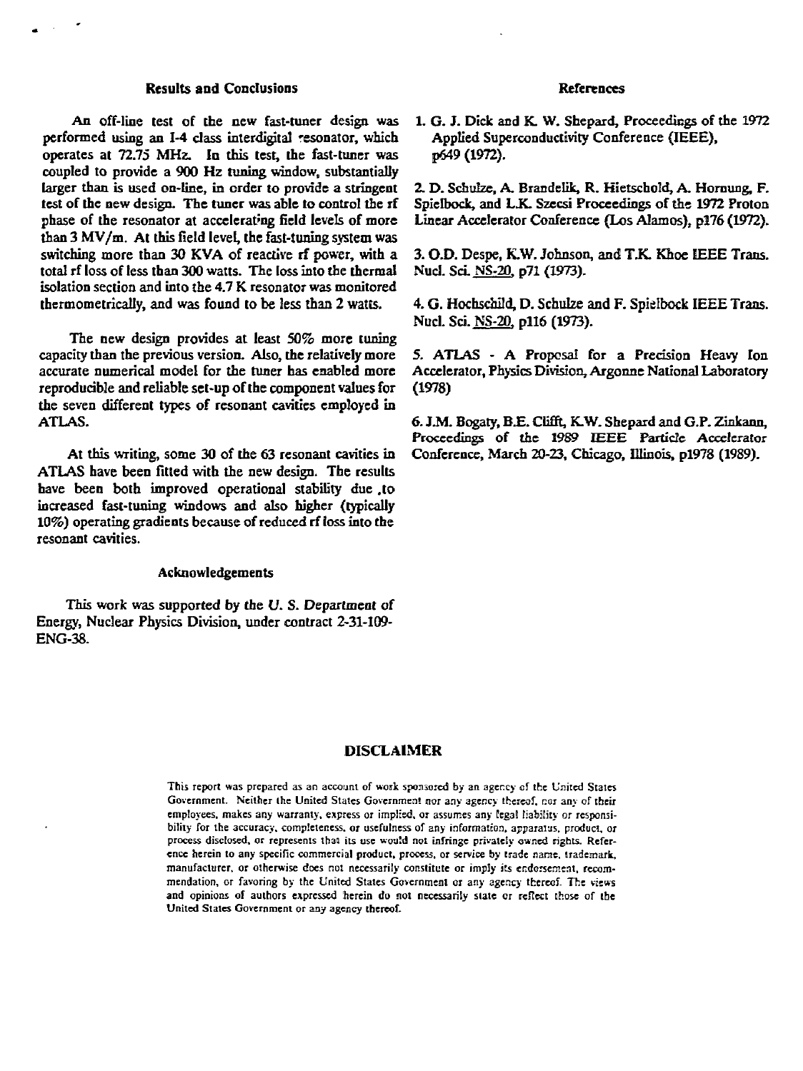## Results and Conclusions

An off-line test of the new fast-tuner design was performed using an I-4 class interdigital resonator, which operates at 72.75 MHz. In this test, the fast-tuner was coupled to provide a 900 Hz tuning window, substantially larger than is used on-line, in order to provide a stringent test of the new design. The tuner was able to control the rf phase of the resonator at accelerating field levels of more than 3 MV/m. At this field level, the fast-tuning system was switching more than 30 KVA of reactive rf power, with a total rf loss of less than 300 watts. The loss into the thermal isolation section and into the 4.7 K resonator was monitored thermometrically, and was found to be less than 2 watts.

The new design provides at least 50% more tuning capacity than the previous version. Also, the relatively more accurate numerical model for the tuner has enabled more reproducible and reliable set-up of the component values for the seven different types of resonant cavities employed in ATLAS.

At this writing, some 30 of the 63 resonant cavities in ATLAS have been fitted with the new design. The results have been both improved operational stability due to increased fast-tuning windows and also higher (typically 10%) operating gradients because of reduced rf loss into the resonant cavities.

## Acknowledgements

This work was supported by the U. S. Department of Energy, Nuclear Physics Division, under contract 2-31-109-ENG-38.

## References

1. G. J. Dick and K. W. Shepard, Proceedings of the 1972 Applied Superconductivity Conference (IEEE), p649 (1972).

2. D. Schulze, A. Brandelik, R. Hietschold, A. Hornung, F. Spielbock, and L.K. Szecsi Proceedings of the 1972 Proton Linear Accelerator Conference (Los Alamos), p176 (1972).

3. O.D. Despe, K.W. Johnson, and T.K. Khoe IEEE Trans. Nucl. Sci. NS-20, p71 (1973).

4. G. Hochschild, D. Schulze and F. Spielbock IEEE Trans. Nucl. Sci. NS-20, p116 (1973).

5. ATLAS - A Proposal for a Precision Heavy Ion Accelerator, Physics Division, Argonne National Laboratory (1978)

6. J.M. Bogaty, B.E. Clifft, K.W. Shepard and G.P. Zinkann, Proceedings of the 1989 IEEE Particle Accelerator Conference, March 20-23, Chicago, Illinois, p1978 (1989).

## DISCLAIMER

This report was prepared as an account of work sponsored by an agency of the United States Government. Neither the United States Government nor any agency thereof, nor any of their employees, makes any warranty, express or implied, or assumes any legal liability or responsibility for the accuracy, completeness, or usefulness of any information, apparatus, product, or process disclosed, or represents that its use would not infringe privately owned rights. Reference herein to any specific commercial product, process, or service by trade name, trademark, manufacturer, or otherwise does not necessarily constitute or imply its endorsement, recommendation, or favoring by the United States Government or any agency thereof. The views and opinions of authors expressed herein do not necessarily state or reflect those of the United States Government or any agency thereof.